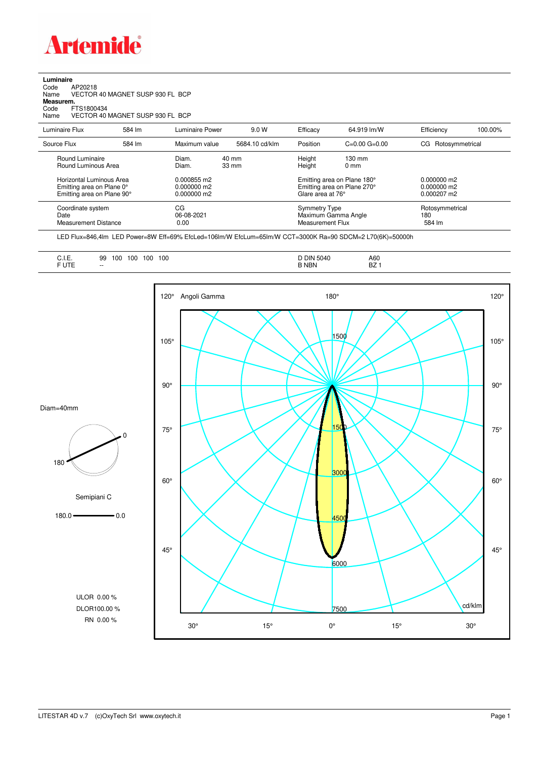# Artemide

**Luminaire**
Code AP20218
Name VECTOR 40 MAGNET SUSP 930 FL BCP
**Measurem.**
Code FTS1800434
Name VECTOR 40 MAGNET SUSP 930 FL BCP

| Luminaire Flux | 584 lm | Luminaire Power | 9.0 W | Efficacy | 64.919 lm/W | Efficiency | 100.00% |
|---|---|---|---|---|---|---|---|
| Source Flux | 584 lm | Maximum value | 5684.10 cd/klm | Position | C=0.00 G=0.00 | CG | Rotosymmetrical |

| | | | | |
|---|---|---|---|---|
| Round Luminaire | Diam. 40 mm | Height 130 mm | | |
| Round Luminous Area | Diam. 33 mm | Height 0 mm | | |
| Horizontal Luminous Area | 0.000855 m2 | Emitting area on Plane 180° | 0.000000 m2 | |
| Emitting area on Plane 0° | 0.000000 m2 | Emitting area on Plane 270° | 0.000000 m2 | |
| Emitting area on Plane 90° | 0.000000 m2 | Glare area at 76° | 0.000207 m2 | |

| | | | |
|---|---|---|---|
| Coordinate system | CG | Symmetry Type | Rotosymmetrical |
| Date | 06-08-2021 | Maximum Gamma Angle | 180 |
| Measurement Distance | 0.00 | Measurement Flux | 584 lm |

LED Flux=846,4lm LED Power=8W Eff=69% EfcLed=106lm/W EfcLum=65lm/W CCT=3000K Ra=90 SDCM=2 L70(6K)=50000h

| | | | |
|---|---|---|---|
| C.I.E. | 99 100 100 100 100 | D DIN 5040 | A60 |
| F UTE | -- | B NBN | BZ 1 |

Diam=40mm

Semipiani C

180.0 — 0.0

ULOR 0.00 %
DLOR100.00 %
RN 0.00 %

Angoli Gamma — cd/klm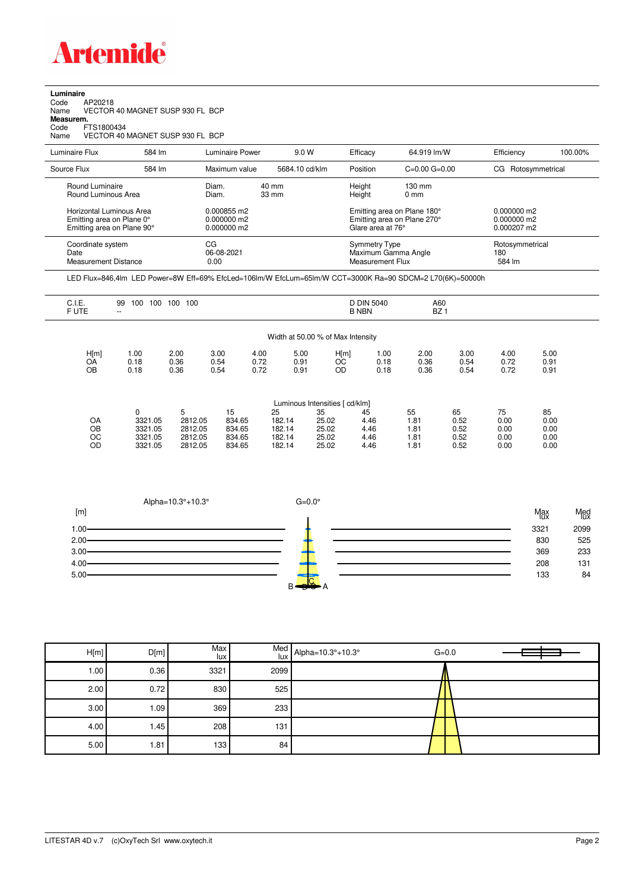# Artemide

**Luminaire**
Code AP20218
Name VECTOR 40 MAGNET SUSP 930 FL BCP
**Measurem.**
Code FTS1800434
Name VECTOR 40 MAGNET SUSP 930 FL BCP

| | | | | | | | |
|---|---|---|---|---|---|---|---|
| Luminaire Flux | 584 lm | Luminaire Power | 9.0 W | Efficacy | 64.919 lm/W | Efficiency | 100.00% |
| Source Flux | 584 lm | Maximum value | 5684.10 cd/klm | Position | C=0.00 G=0.00 | CG Rotosymmetrical | |

| | | | | |
|---|---|---|---|---|
| Round Luminaire | Diam. 40 mm | | Height 130 mm | |
| Round Luminous Area | Diam. 33 mm | | Height 0 mm | |
| Horizontal Luminous Area | 0.000855 m2 | | Emitting area on Plane 180° | 0.000000 m2 |
| Emitting area on Plane 0° | 0.000000 m2 | | Emitting area on Plane 270° | 0.000000 m2 |
| Emitting area on Plane 90° | 0.000000 m2 | | Glare area at 76° | 0.000207 m2 |
| Coordinate system | CG | | Symmetry Type | Rotosymmetrical |
| Date | 06-08-2021 | | Maximum Gamma Angle | 180 |
| Measurement Distance | 0.00 | | Measurement Flux | 584 lm |

LED Flux=846,4lm LED Power=8W Eff=69% EfcLed=106lm/W EfcLum=65lm/W CCT=3000K Ra=90 SDCM=2 L70(6K)=50000h

| | | | |
|---|---|---|---|
| C.I.E. | 99 100 100 100 100 | D DIN 5040 | A60 |
| F UTE | -- | B NBN | BZ 1 |

Width at 50.00 % of Max Intensity

| H[m] | 1.00 | 2.00 | 3.00 | 4.00 | 5.00 | H[m] | 1.00 | 2.00 | 3.00 | 4.00 | 5.00 |
|---|---|---|---|---|---|---|---|---|---|---|---|
| OA | 0.18 | 0.36 | 0.54 | 0.72 | 0.91 | OC | 0.18 | 0.36 | 0.54 | 0.72 | 0.91 |
| OB | 0.18 | 0.36 | 0.54 | 0.72 | 0.91 | OD | 0.18 | 0.36 | 0.54 | 0.72 | 0.91 |

Luminous Intensities [ cd/klm]

| | 0 | 5 | 15 | 25 | 35 | 45 | 55 | 65 | 75 | 85 |
|---|---|---|---|---|---|---|---|---|---|---|
| OA | 3321.05 | 2812.05 | 834.65 | 182.14 | 25.02 | 4.46 | 1.81 | 0.52 | 0.00 | 0.00 |
| OB | 3321.05 | 2812.05 | 834.65 | 182.14 | 25.02 | 4.46 | 1.81 | 0.52 | 0.00 | 0.00 |
| OC | 3321.05 | 2812.05 | 834.65 | 182.14 | 25.02 | 4.46 | 1.81 | 0.52 | 0.00 | 0.00 |
| OD | 3321.05 | 2812.05 | 834.65 | 182.14 | 25.02 | 4.46 | 1.81 | 0.52 | 0.00 | 0.00 |

Alpha=10.3°+10.3°
G=0.0°
[m]
Max lux
Med lux
1.00 3321 2099
2.00 830 525
3.00 369 233
4.00 208 131
5.00 133 84
B D C A

| H[m] | D[m] | Max lux | Med lux | Alpha=10.3°+10.3° G=0.0 |
|---|---|---|---|---|
| 1.00 | 0.36 | 3321 | 2099 | |
| 2.00 | 0.72 | 830 | 525 | |
| 3.00 | 1.09 | 369 | 233 | |
| 4.00 | 1.45 | 208 | 131 | |
| 5.00 | 1.81 | 133 | 84 | |

LITESTAR 4D v.7 (c)OxyTech Srl www.oxytech.it